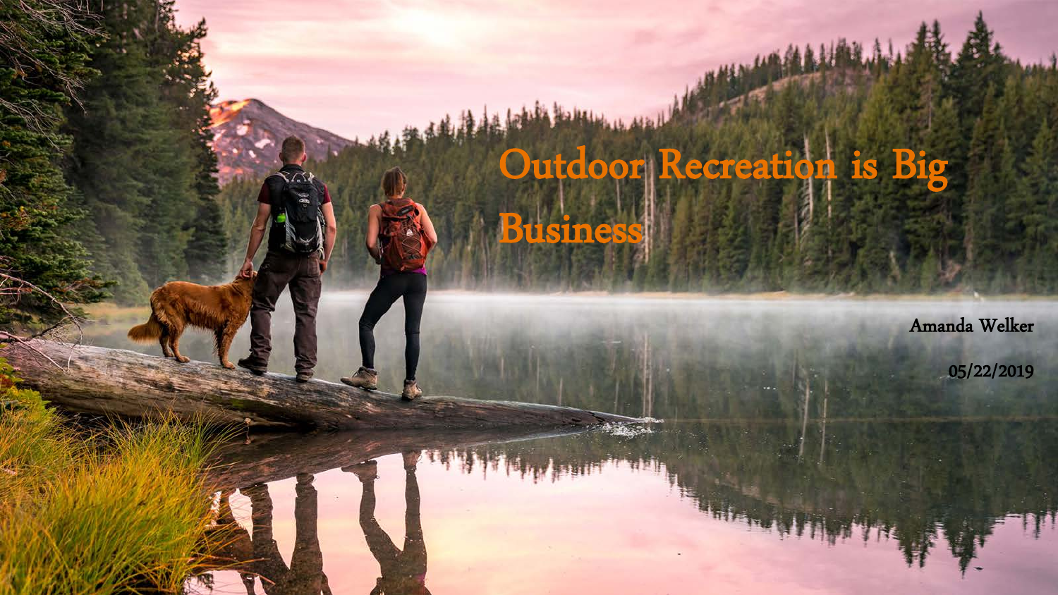# Outdoor Recreation is Big Business

Amanda Welker

05/22/2019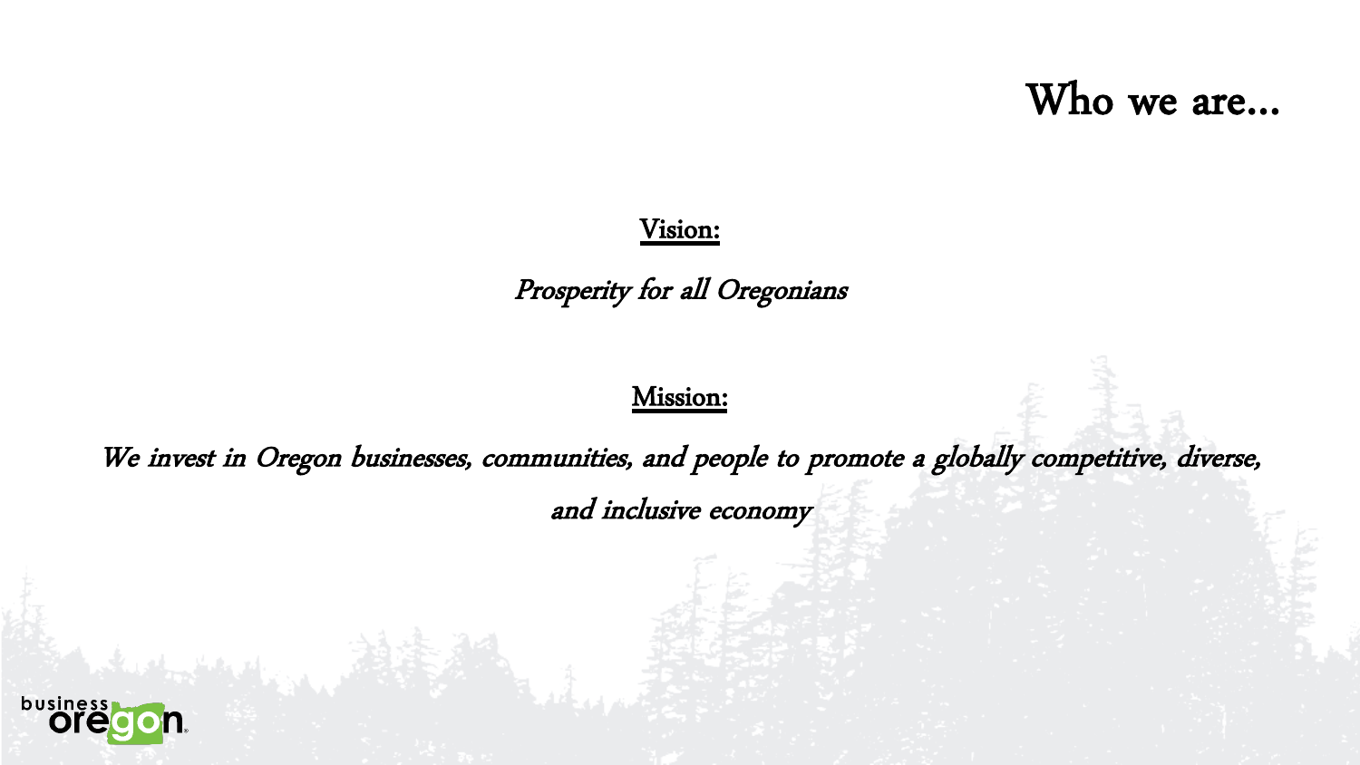# Who we are…

**Vision:**

*Prosperity for all Oregonians*

**Mission:**

*We invest in Oregon businesses, communities, and people to promote a globally competitive, diverse, and inclusive economy*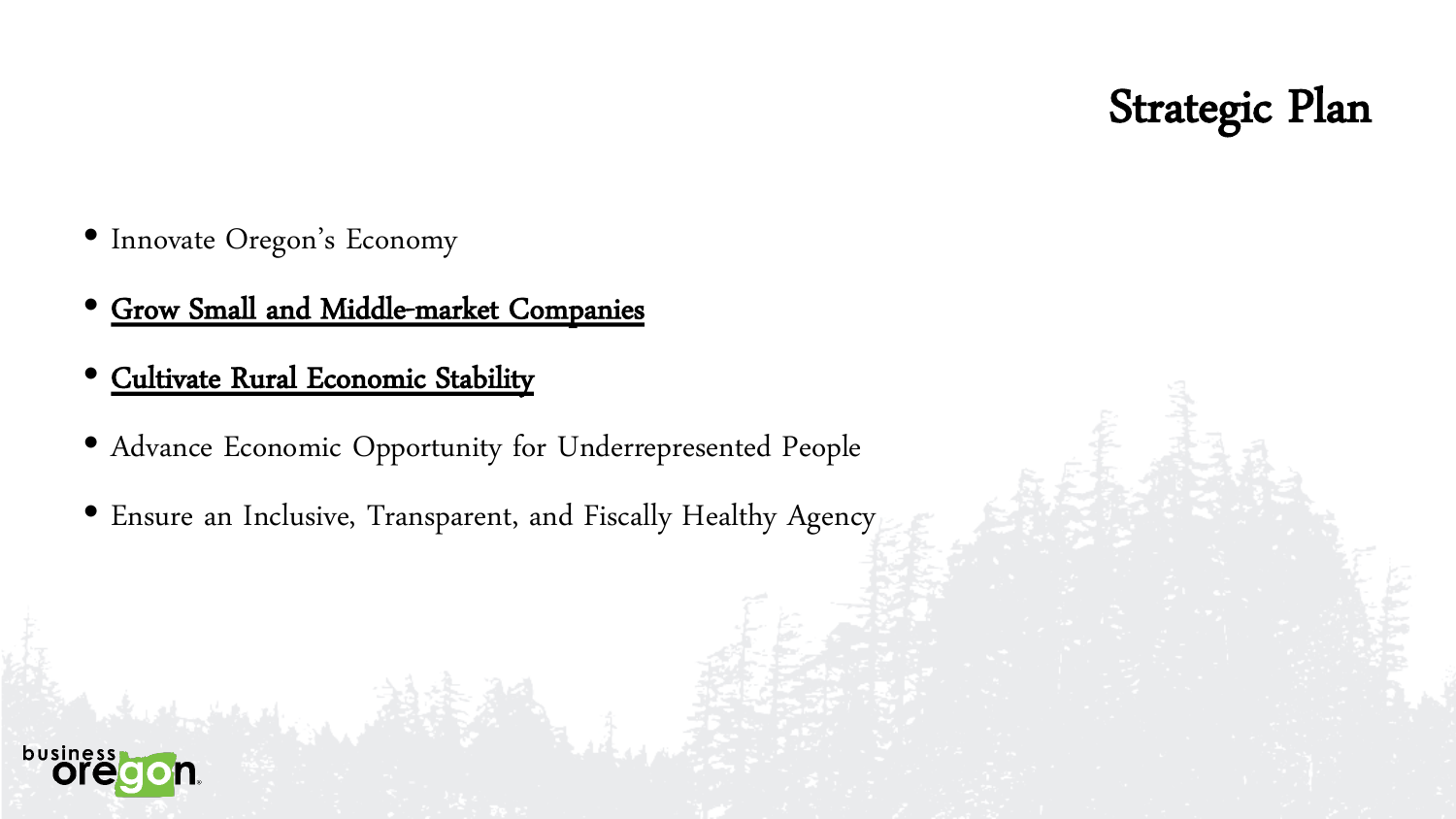# Strategic Plan

- Innovate Oregon's Economy
- **Grow Small and Middle-market Companies**
- **Cultivate Rural Economic Stability**
- Advance Economic Opportunity for Underrepresented People
- Ensure an Inclusive, Transparent, and Fiscally Healthy Agency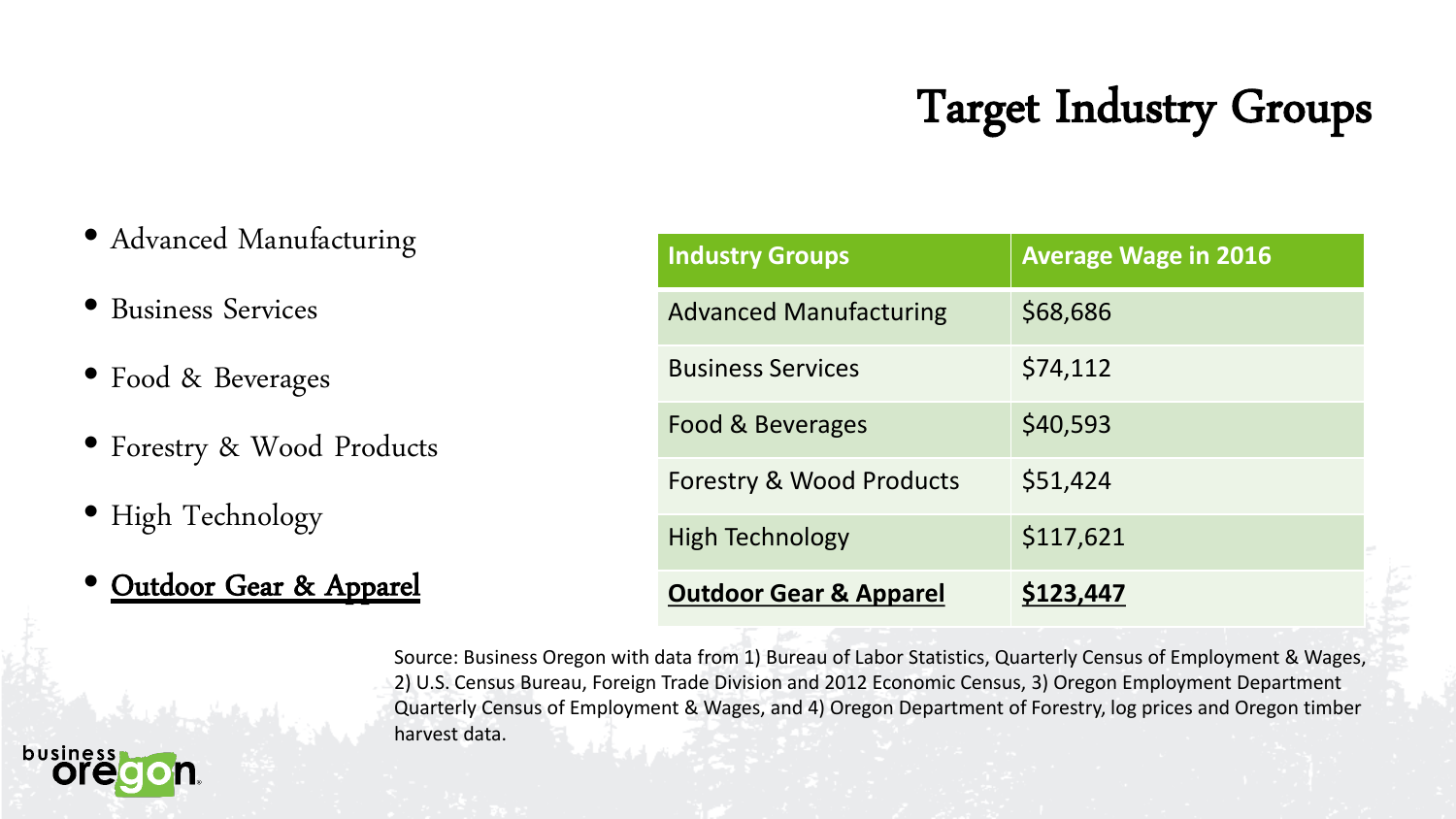# Target Industry Groups

- Advanced Manufacturing
- Business Services
- Food & Beverages
- Forestry & Wood Products
- High Technology
- **Outdoor Gear & Apparel**

| Industry Groups | Average Wage in 2016 |
|---|---|
| Advanced Manufacturing | $68,686 |
| Business Services | $74,112 |
| Food & Beverages | $40,593 |
| Forestry & Wood Products | $51,424 |
| High Technology | $117,621 |
| **Outdoor Gear & Apparel** | **$123,447** |

Source: Business Oregon with data from 1) Bureau of Labor Statistics, Quarterly Census of Employment & Wages, 2) U.S. Census Bureau, Foreign Trade Division and 2012 Economic Census, 3) Oregon Employment Department Quarterly Census of Employment & Wages, and 4) Oregon Department of Forestry, log prices and Oregon timber harvest data.

business oregon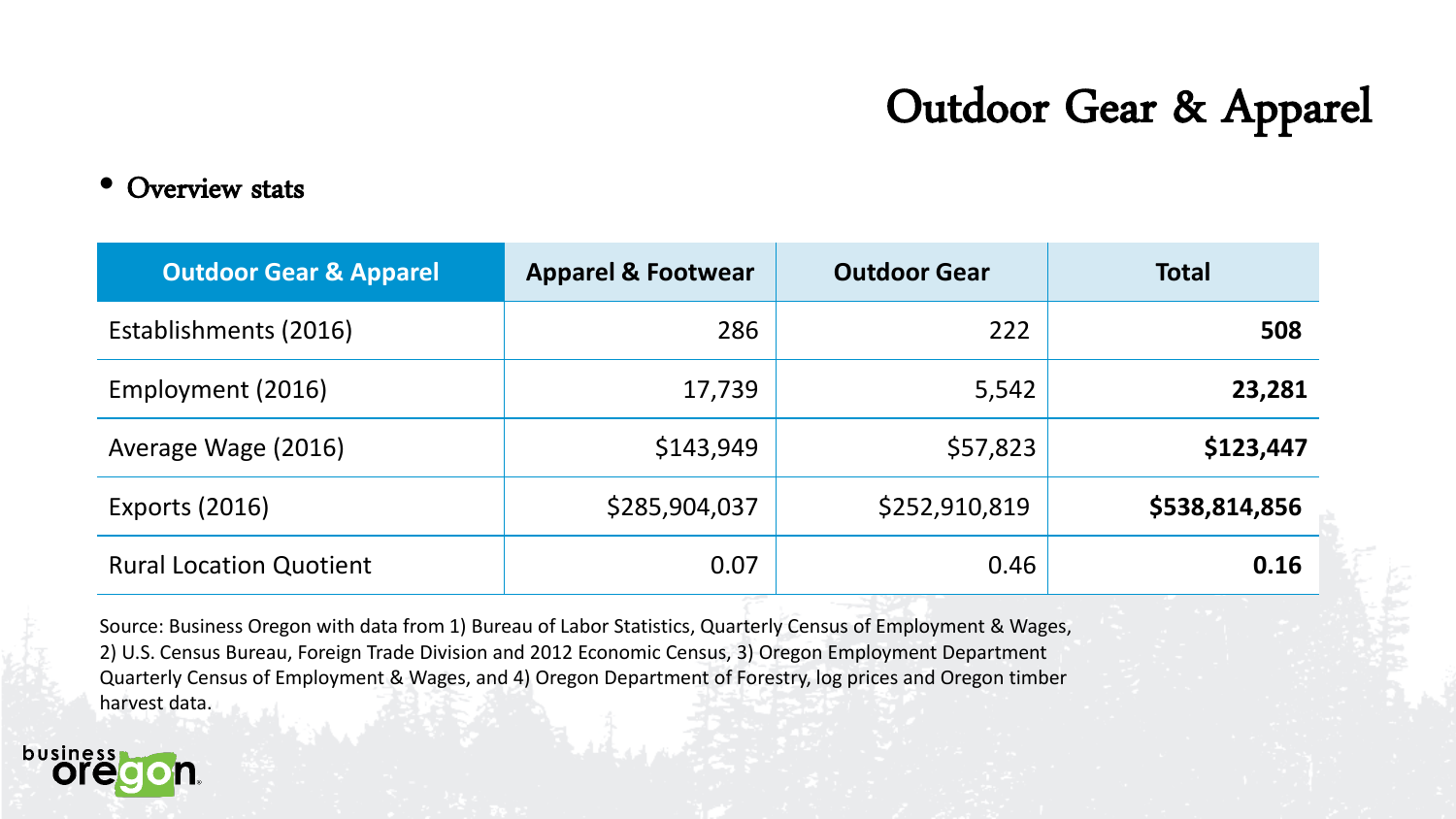# Outdoor Gear & Apparel

- Overview stats

| Outdoor Gear & Apparel | Apparel & Footwear | Outdoor Gear | Total |
|---|---|---|---|
| Establishments (2016) | 286 | 222 | **508** |
| Employment (2016) | 17,739 | 5,542 | **23,281** |
| Average Wage (2016) | $143,949 | $57,823 | **$123,447** |
| Exports (2016) | $285,904,037 | $252,910,819 | **$538,814,856** |
| Rural Location Quotient | 0.07 | 0.46 | **0.16** |

Source: Business Oregon with data from 1) Bureau of Labor Statistics, Quarterly Census of Employment & Wages, 2) U.S. Census Bureau, Foreign Trade Division and 2012 Economic Census, 3) Oregon Employment Department Quarterly Census of Employment & Wages, and 4) Oregon Department of Forestry, log prices and Oregon timber harvest data.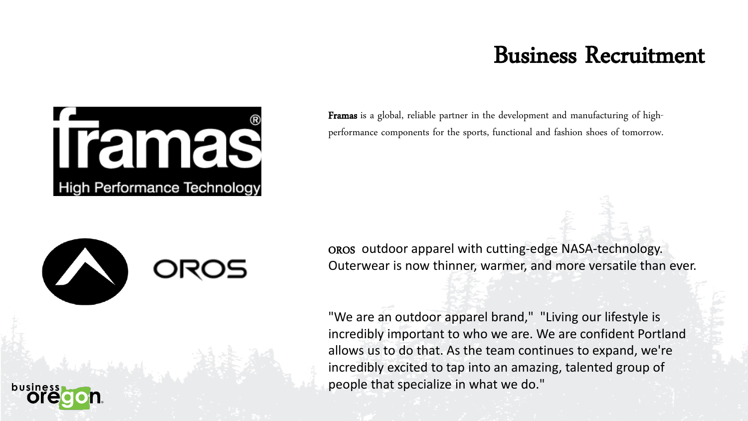# Business Recruitment

**Framas** is a global, reliable partner in the development and manufacturing of high-performance components for the sports, functional and fashion shoes of tomorrow.

OROS outdoor apparel with cutting-edge NASA-technology. Outerwear is now thinner, warmer, and more versatile than ever.

"We are an outdoor apparel brand," "Living our lifestyle is incredibly important to who we are. We are confident Portland allows us to do that. As the team continues to expand, we're incredibly excited to tap into an amazing, talented group of people that specialize in what we do."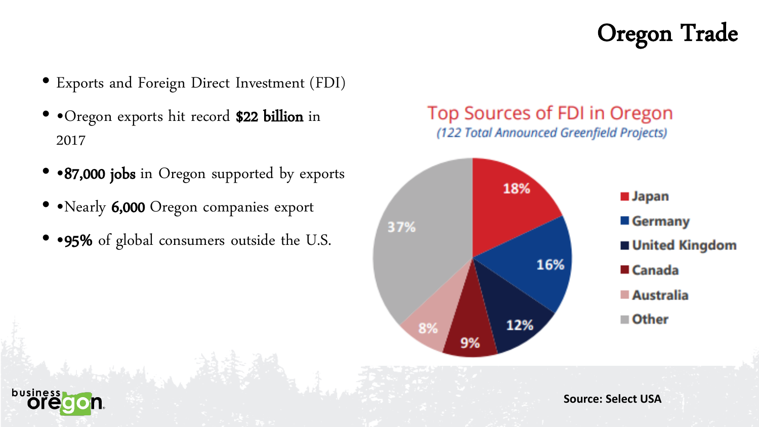# Oregon Trade

- Exports and Foreign Direct Investment (FDI)
- •Oregon exports hit record **$22 billion** in 2017
- •**87,000 jobs** in Oregon supported by exports
- •Nearly **6,000** Oregon companies export
- •**95%** of global consumers outside the U.S.

## Top Sources of FDI in Oregon

*(122 Total Announced Greenfield Projects)*

| Country | Share |
|---|---|
| Japan | 18% |
| Germany | 16% |
| United Kingdom | 12% |
| Canada | 9% |
| Australia | 8% |
| Other | 37% |

**Source: Select USA**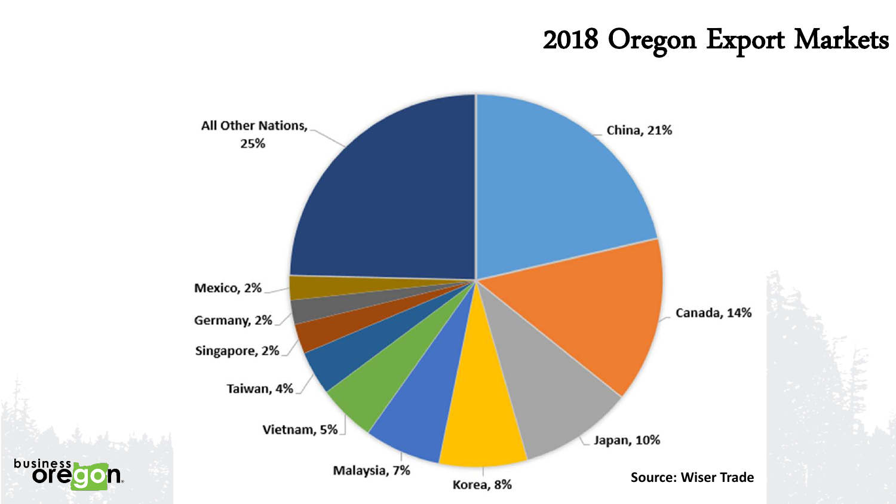# 2018 Oregon Export Markets

| Market | Share |
| --- | --- |
| China | 21% |
| Canada | 14% |
| Japan | 10% |
| Korea | 8% |
| Malaysia | 7% |
| Vietnam | 5% |
| Taiwan | 4% |
| Singapore | 2% |
| Germany | 2% |
| Mexico | 2% |
| All Other Nations | 25% |

Source: Wiser Trade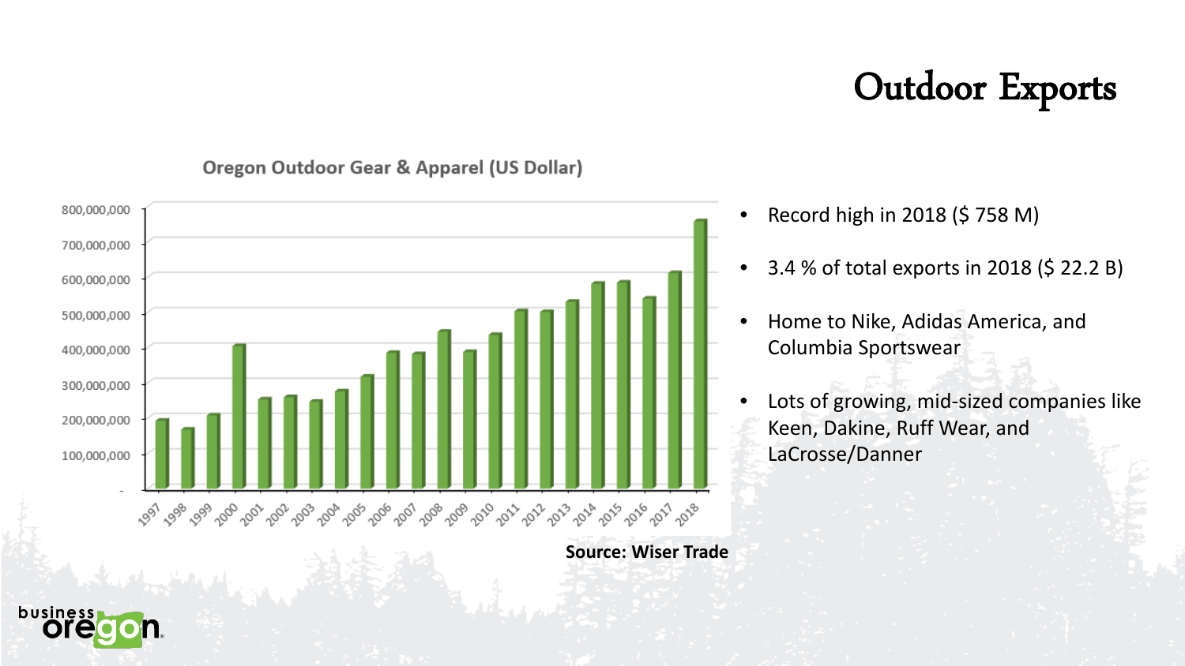# Outdoor Exports

Oregon Outdoor Gear & Apparel (US Dollar)

Source: Wiser Trade

- Record high in 2018 ($ 758 M)
- 3.4 % of total exports in 2018 ($ 22.2 B)
- Home to Nike, Adidas America, and Columbia Sportswear
- Lots of growing, mid-sized companies like Keen, Dakine, Ruff Wear, and LaCrosse/Danner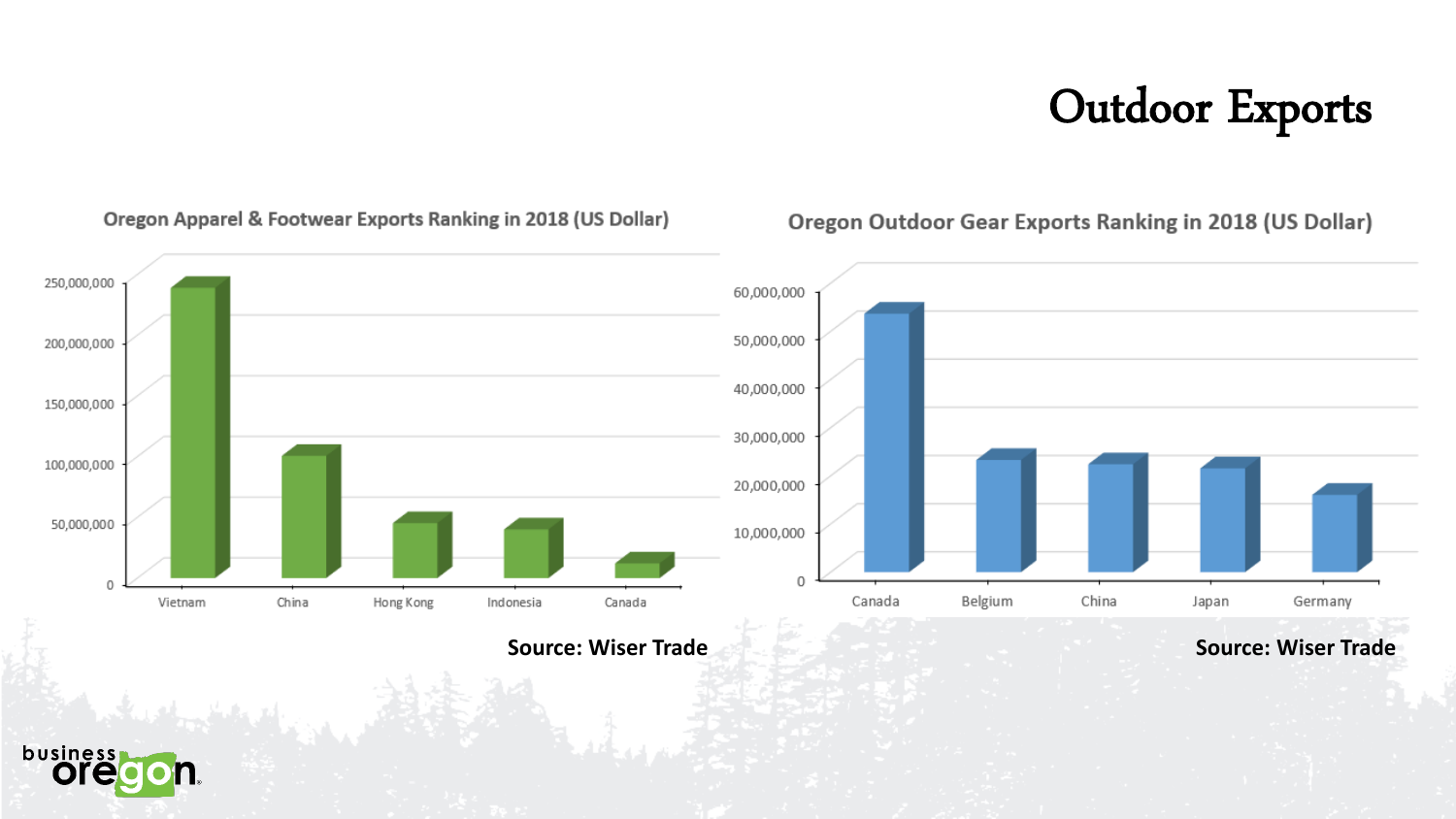# Outdoor Exports

**Oregon Apparel & Footwear Exports Ranking in 2018 (US Dollar)**

| Country | Value (approx.) |
|---|---|
| Vietnam | ~240,000,000 |
| China | ~100,000,000 |
| Hong Kong | ~45,000,000 |
| Indonesia | ~40,000,000 |
| Canada | ~12,000,000 |

Source: Wiser Trade

**Oregon Outdoor Gear Exports Ranking in 2018 (US Dollar)**

| Country | Value (approx.) |
|---|---|
| Canada | ~53,000,000 |
| Belgium | ~23,000,000 |
| China | ~22,000,000 |
| Japan | ~21,000,000 |
| Germany | ~16,000,000 |

Source: Wiser Trade

business oregon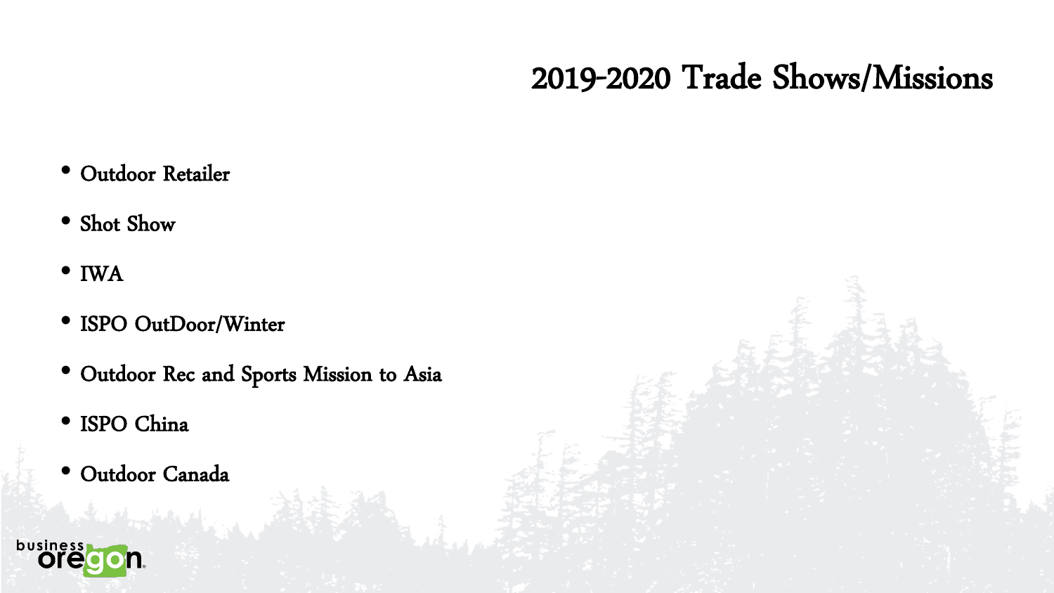# 2019-2020 Trade Shows/Missions

- Outdoor Retailer
- Shot Show
- IWA
- ISPO OutDoor/Winter
- Outdoor Rec and Sports Mission to Asia
- ISPO China
- Outdoor Canada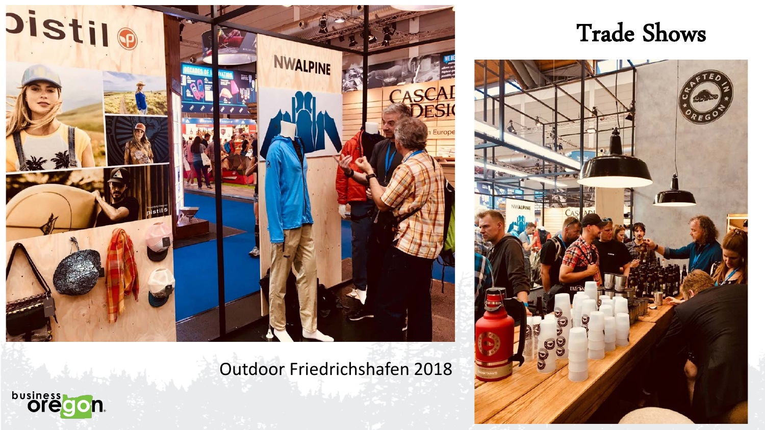# Trade Shows

Outdoor Friedrichshafen 2018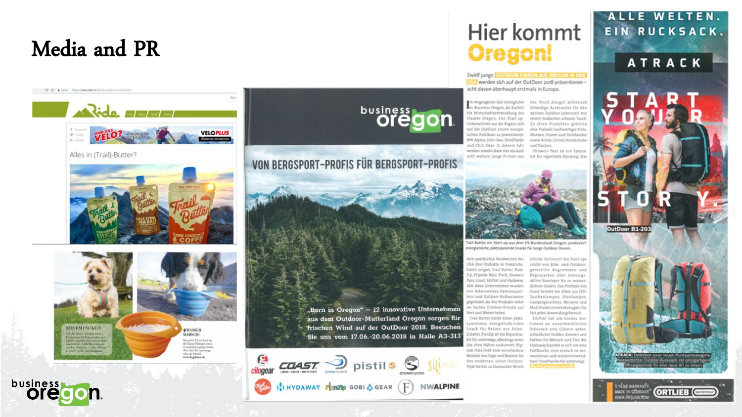# Media and PR

Alles in (Trail)-Butter?

VON BERGSPORT-PROFIS FÜR BERGSPORT-PROFIS

„Born in Oregon" — 12 innovative Unternehmen aus dem Outdoor-Mutterland Oregon sorgen für frischen Wind auf der OutDoor 2018. Besuchen Sie uns vom 17.06.-20.06.2018 in Halle A3-313

Hier kommt Oregon!

Zwölf junge OUTDOOR-FIRMEN AUS OREGON IN DEN USA werden sich auf der OutDoor 2018 präsentieren – acht davon überhaupt erstmals in Europa.

Trail Butter, ein Start-up aus dem US-Bundesstaat Oregon, produziert energiereiche, platzsparende Snacks für lange Outdoor-Touren.

ALLE WELTEN. EIN RUCKSACK.

ATRACK

START YOUR STORY.

OutDoor B1-203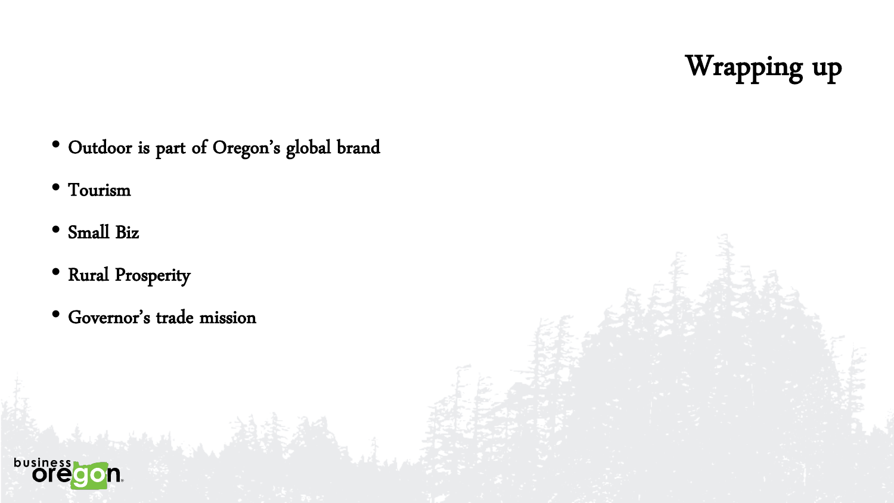# Wrapping up

- Outdoor is part of Oregon's global brand
- Tourism
- Small Biz
- Rural Prosperity
- Governor's trade mission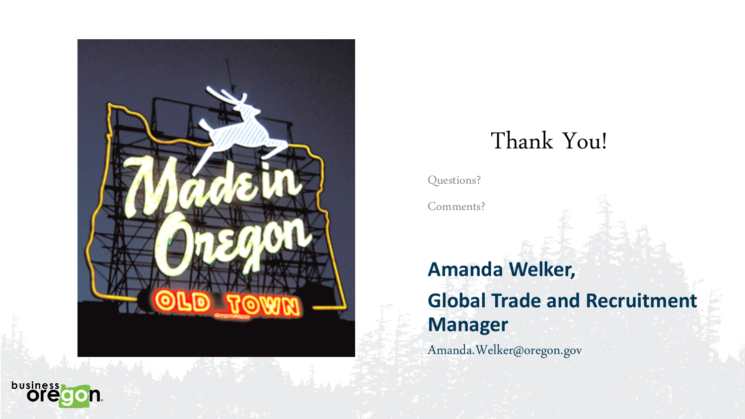# Thank You!

Questions?

Comments?

**Amanda Welker,**

**Global Trade and Recruitment Manager**

Amanda.Welker@oregon.gov